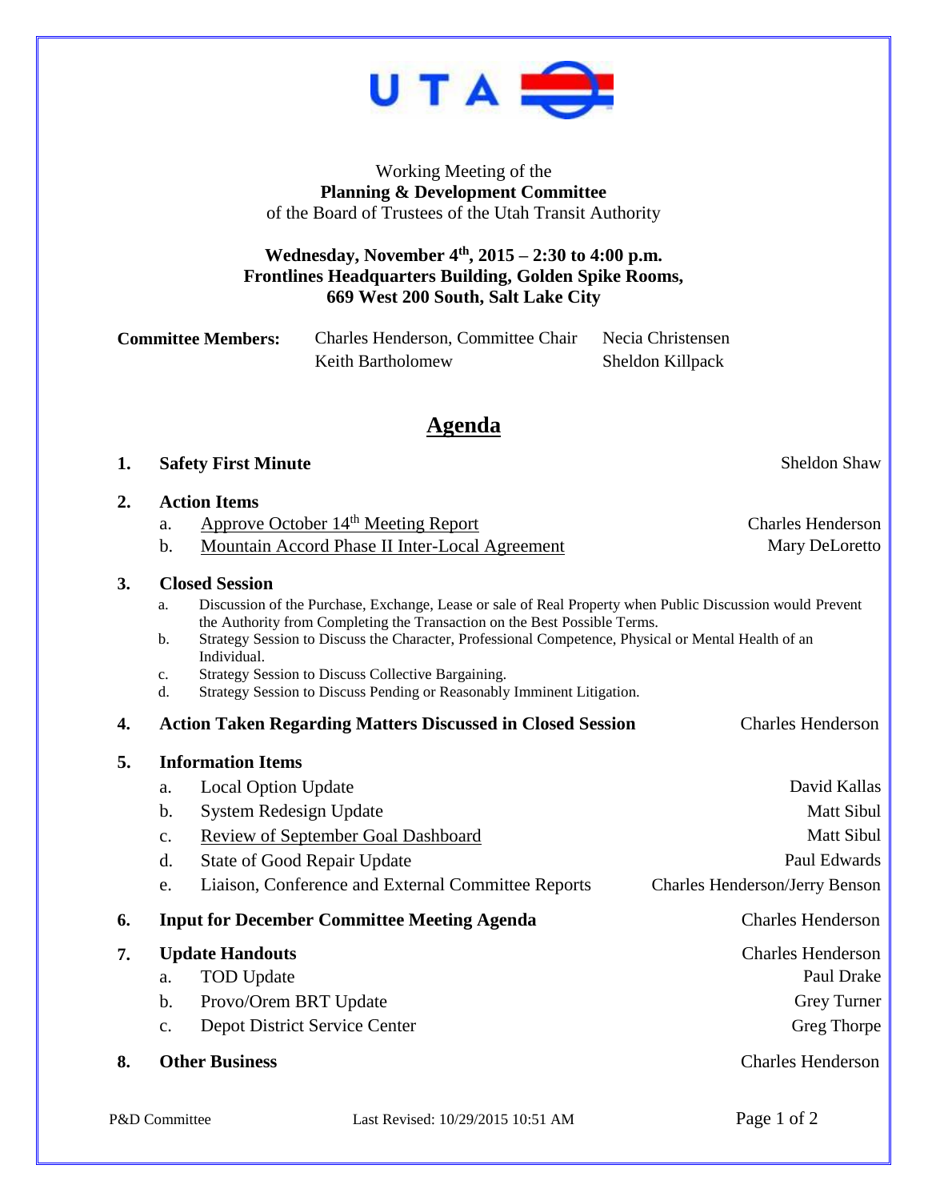UTA

Working Meeting of the
**Planning & Development Committee**
of the Board of Trustees of the Utah Transit Authority

**Wednesday, November 4th, 2015 – 2:30 to 4:00 p.m.**
**Frontlines Headquarters Building, Golden Spike Rooms,**
**669 West 200 South, Salt Lake City**

| **Committee Members:** | Charles Henderson, Committee Chair | Necia Christensen |
|---|---|---|
| | Keith Bartholomew | Sheldon Killpack |

# Agenda

1. **Safety First Minute** — Sheldon Shaw

2. **Action Items**
   a. Approve October 14th Meeting Report — Charles Henderson
   b. Mountain Accord Phase II Inter-Local Agreement — Mary DeLoretto

3. **Closed Session**
   a. Discussion of the Purchase, Exchange, Lease or sale of Real Property when Public Discussion would Prevent the Authority from Completing the Transaction on the Best Possible Terms.
   b. Strategy Session to Discuss the Character, Professional Competence, Physical or Mental Health of an Individual.
   c. Strategy Session to Discuss Collective Bargaining.
   d. Strategy Session to Discuss Pending or Reasonably Imminent Litigation.

4. **Action Taken Regarding Matters Discussed in Closed Session** — Charles Henderson

5. **Information Items**
   a. Local Option Update — David Kallas
   b. System Redesign Update — Matt Sibul
   c. Review of September Goal Dashboard — Matt Sibul
   d. State of Good Repair Update — Paul Edwards
   e. Liaison, Conference and External Committee Reports — Charles Henderson/Jerry Benson

6. **Input for December Committee Meeting Agenda** — Charles Henderson

7. **Update Handouts** — Charles Henderson
   a. TOD Update — Paul Drake
   b. Provo/Orem BRT Update — Grey Turner
   c. Depot District Service Center — Greg Thorpe

8. **Other Business** — Charles Henderson

P&D Committee — Last Revised: 10/29/2015 10:51 AM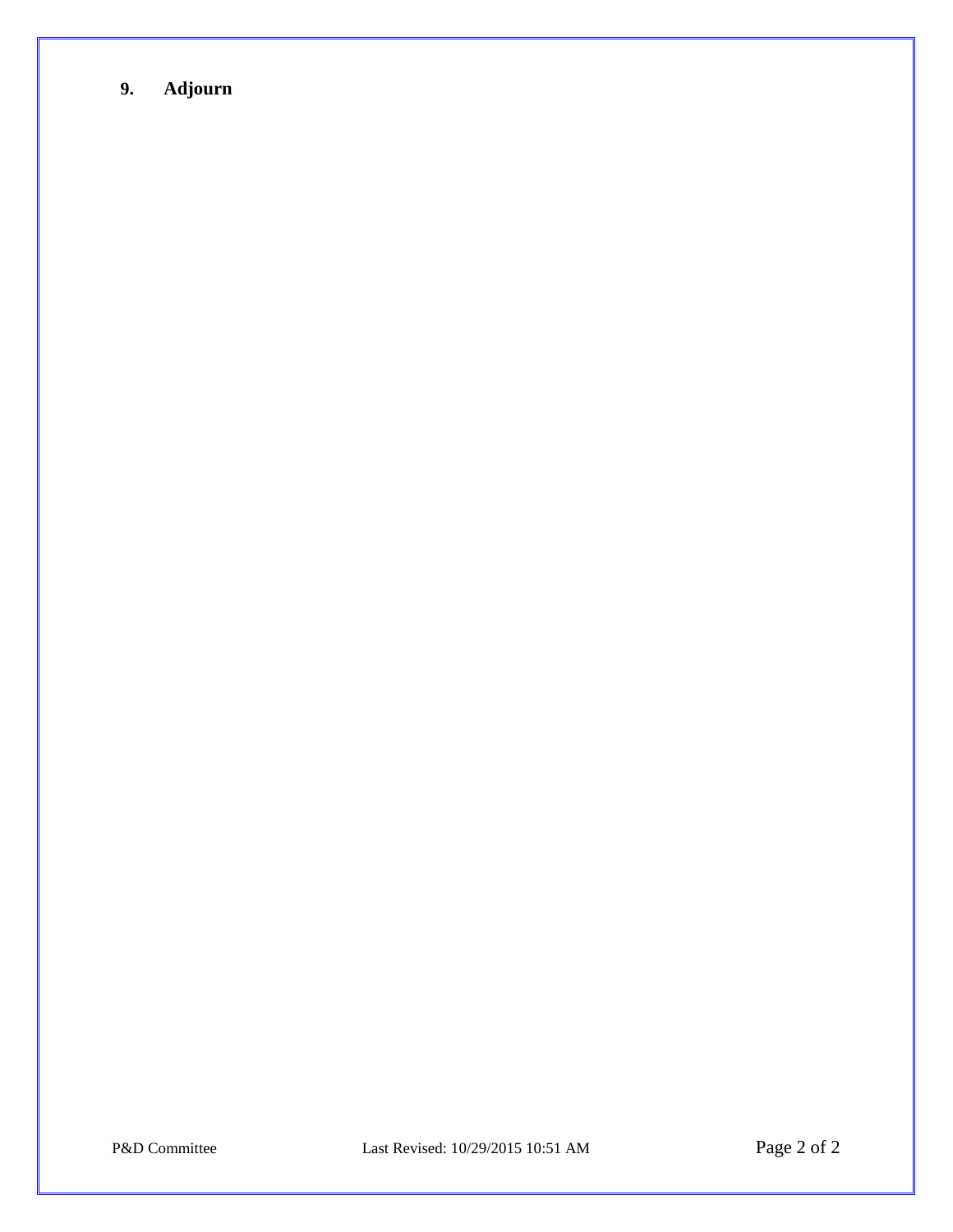**9. Adjourn**